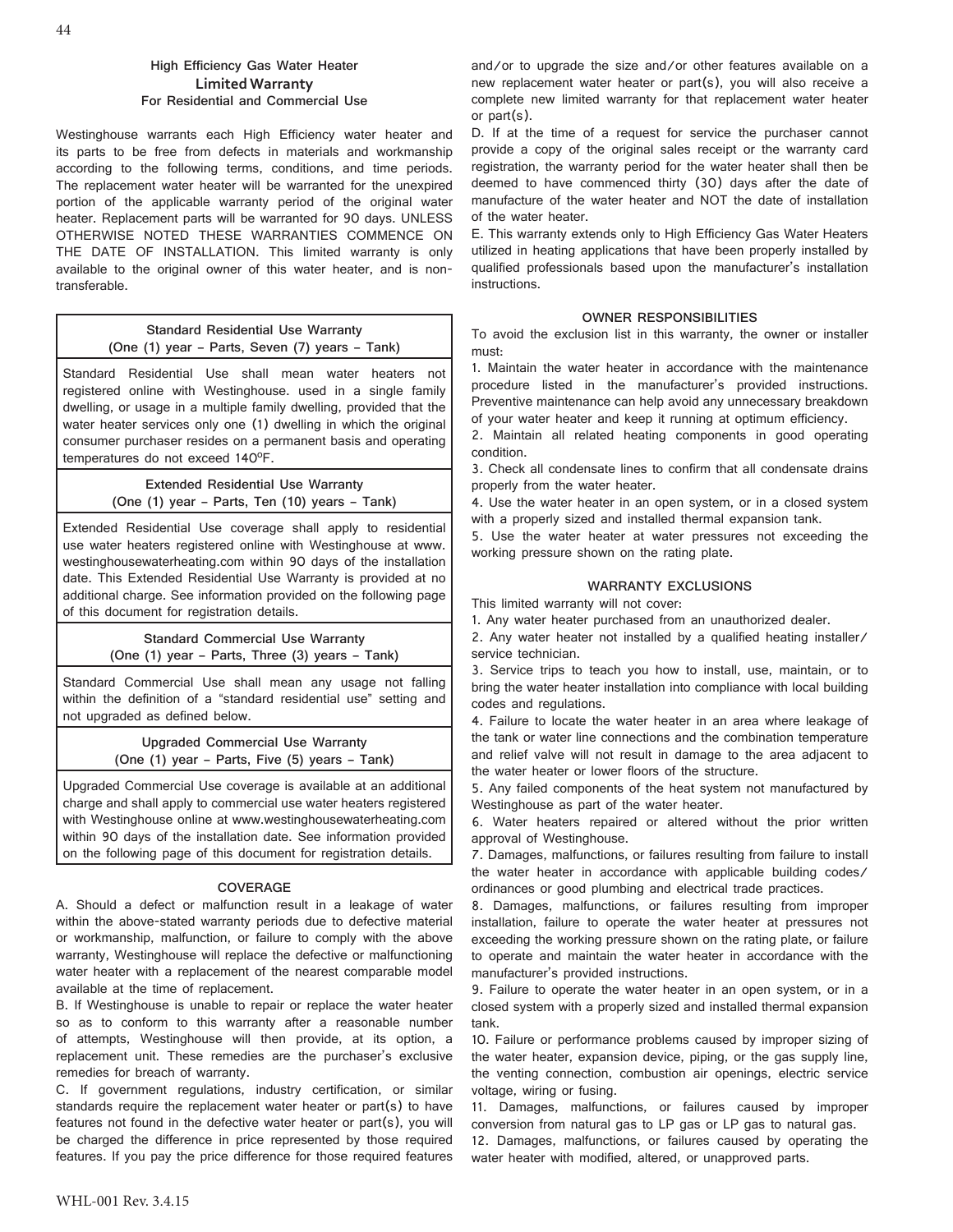## High Efficiency Gas Water Heater
## Limited Warranty
### For Residential and Commercial Use

Westinghouse warrants each High Efficiency water heater and its parts to be free from defects in materials and workmanship according to the following terms, conditions, and time periods. The replacement water heater will be warranted for the unexpired portion of the applicable warranty period of the original water heater. Replacement parts will be warranted for 90 days. UNLESS OTHERWISE NOTED THESE WARRANTIES COMMENCE ON THE DATE OF INSTALLATION. This limited warranty is only available to the original owner of this water heater, and is non-transferable.

| Standard Residential Use Warranty (One (1) year – Parts, Seven (7) years – Tank) |
|---|
| Standard Residential Use shall mean water heaters not registered online with Westinghouse. used in a single family dwelling, or usage in a multiple family dwelling, provided that the water heater services only one (1) dwelling in which the original consumer purchaser resides on a permanent basis and operating temperatures do not exceed 140ºF. |
| **Extended Residential Use Warranty (One (1) year – Parts, Ten (10) years – Tank)** |
| Extended Residential Use coverage shall apply to residential use water heaters registered online with Westinghouse at www.westinghousewaterheating.com within 90 days of the installation date. This Extended Residential Use Warranty is provided at no additional charge. See information provided on the following page of this document for registration details. |
| **Standard Commercial Use Warranty (One (1) year – Parts, Three (3) years – Tank)** |
| Standard Commercial Use shall mean any usage not falling within the definition of a "standard residential use" setting and not upgraded as defined below. |
| **Upgraded Commercial Use Warranty (One (1) year – Parts, Five (5) years – Tank)** |
| Upgraded Commercial Use coverage is available at an additional charge and shall apply to commercial use water heaters registered with Westinghouse online at www.westinghousewaterheating.com within 90 days of the installation date. See information provided on the following page of this document for registration details. |

### COVERAGE

A. Should a defect or malfunction result in a leakage of water within the above-stated warranty periods due to defective material or workmanship, malfunction, or failure to comply with the above warranty, Westinghouse will replace the defective or malfunctioning water heater with a replacement of the nearest comparable model available at the time of replacement.

B. If Westinghouse is unable to repair or replace the water heater so as to conform to this warranty after a reasonable number of attempts, Westinghouse will then provide, at its option, a replacement unit. These remedies are the purchaser's exclusive remedies for breach of warranty.

C. If government regulations, industry certification, or similar standards require the replacement water heater or part(s) to have features not found in the defective water heater or part(s), you will be charged the difference in price represented by those required features. If you pay the price difference for those required features and/or to upgrade the size and/or other features available on a new replacement water heater or part(s), you will also receive a complete new limited warranty for that replacement water heater or part(s).

D. If at the time of a request for service the purchaser cannot provide a copy of the original sales receipt or the warranty card registration, the warranty period for the water heater shall then be deemed to have commenced thirty (30) days after the date of manufacture of the water heater and NOT the date of installation of the water heater.

E. This warranty extends only to High Efficiency Gas Water Heaters utilized in heating applications that have been properly installed by qualified professionals based upon the manufacturer's installation instructions.

### OWNER RESPONSIBILITIES

To avoid the exclusion list in this warranty, the owner or installer must:

1. Maintain the water heater in accordance with the maintenance procedure listed in the manufacturer's provided instructions. Preventive maintenance can help avoid any unnecessary breakdown of your water heater and keep it running at optimum efficiency.
2. Maintain all related heating components in good operating condition.
3. Check all condensate lines to confirm that all condensate drains properly from the water heater.
4. Use the water heater in an open system, or in a closed system with a properly sized and installed thermal expansion tank.
5. Use the water heater at water pressures not exceeding the working pressure shown on the rating plate.

### WARRANTY EXCLUSIONS

This limited warranty will not cover:

1. Any water heater purchased from an unauthorized dealer.
2. Any water heater not installed by a qualified heating installer/service technician.
3. Service trips to teach you how to install, use, maintain, or to bring the water heater installation into compliance with local building codes and regulations.
4. Failure to locate the water heater in an area where leakage of the tank or water line connections and the combination temperature and relief valve will not result in damage to the area adjacent to the water heater or lower floors of the structure.
5. Any failed components of the heat system not manufactured by Westinghouse as part of the water heater.
6. Water heaters repaired or altered without the prior written approval of Westinghouse.
7. Damages, malfunctions, or failures resulting from failure to install the water heater in accordance with applicable building codes/ordinances or good plumbing and electrical trade practices.
8. Damages, malfunctions, or failures resulting from improper installation, failure to operate the water heater at pressures not exceeding the working pressure shown on the rating plate, or failure to operate and maintain the water heater in accordance with the manufacturer's provided instructions.
9. Failure to operate the water heater in an open system, or in a closed system with a properly sized and installed thermal expansion tank.
10. Failure or performance problems caused by improper sizing of the water heater, expansion device, piping, or the gas supply line, the venting connection, combustion air openings, electric service voltage, wiring or fusing.
11. Damages, malfunctions, or failures caused by improper conversion from natural gas to LP gas or LP gas to natural gas.
12. Damages, malfunctions, or failures caused by operating the water heater with modified, altered, or unapproved parts.

WHL-001 Rev. 3.4.15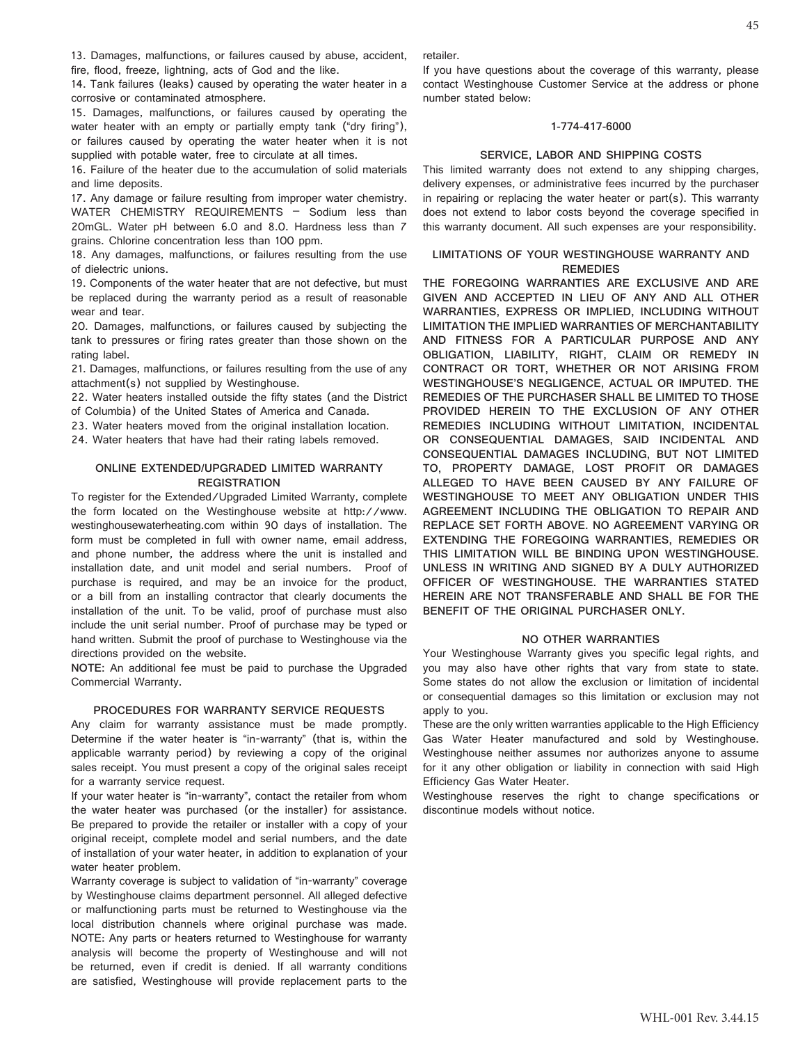13. Damages, malfunctions, or failures caused by abuse, accident, fire, flood, freeze, lightning, acts of God and the like.

14. Tank failures (leaks) caused by operating the water heater in a corrosive or contaminated atmosphere.

15. Damages, malfunctions, or failures caused by operating the water heater with an empty or partially empty tank ("dry firing"), or failures caused by operating the water heater when it is not supplied with potable water, free to circulate at all times.

16. Failure of the heater due to the accumulation of solid materials and lime deposits.

17. Any damage or failure resulting from improper water chemistry. WATER CHEMISTRY REQUIREMENTS – Sodium less than 20mGL. Water pH between 6.0 and 8.0. Hardness less than 7 grains. Chlorine concentration less than 100 ppm.

18. Any damages, malfunctions, or failures resulting from the use of dielectric unions.

19. Components of the water heater that are not defective, but must be replaced during the warranty period as a result of reasonable wear and tear.

20. Damages, malfunctions, or failures caused by subjecting the tank to pressures or firing rates greater than those shown on the rating label.

21. Damages, malfunctions, or failures resulting from the use of any attachment(s) not supplied by Westinghouse.

22. Water heaters installed outside the fifty states (and the District of Columbia) of the United States of America and Canada.

23. Water heaters moved from the original installation location.

24. Water heaters that have had their rating labels removed.

## ONLINE EXTENDED/UPGRADED LIMITED WARRANTY REGISTRATION

To register for the Extended/Upgraded Limited Warranty, complete the form located on the Westinghouse website at http://www.westinghousewaterheating.com within 90 days of installation. The form must be completed in full with owner name, email address, and phone number, the address where the unit is installed and installation date, and unit model and serial numbers. Proof of purchase is required, and may be an invoice for the product, or a bill from an installing contractor that clearly documents the installation of the unit. To be valid, proof of purchase must also include the unit serial number. Proof of purchase may be typed or hand written. Submit the proof of purchase to Westinghouse via the directions provided on the website.

**NOTE**: An additional fee must be paid to purchase the Upgraded Commercial Warranty.

## PROCEDURES FOR WARRANTY SERVICE REQUESTS

Any claim for warranty assistance must be made promptly. Determine if the water heater is "in-warranty" (that is, within the applicable warranty period) by reviewing a copy of the original sales receipt. You must present a copy of the original sales receipt for a warranty service request.

If your water heater is "in-warranty", contact the retailer from whom the water heater was purchased (or the installer) for assistance. Be prepared to provide the retailer or installer with a copy of your original receipt, complete model and serial numbers, and the date of installation of your water heater, in addition to explanation of your water heater problem.

Warranty coverage is subject to validation of "in-warranty" coverage by Westinghouse claims department personnel. All alleged defective or malfunctioning parts must be returned to Westinghouse via the local distribution channels where original purchase was made. NOTE: Any parts or heaters returned to Westinghouse for warranty analysis will become the property of Westinghouse and will not be returned, even if credit is denied. If all warranty conditions are satisfied, Westinghouse will provide replacement parts to the retailer.

If you have questions about the coverage of this warranty, please contact Westinghouse Customer Service at the address or phone number stated below:

**1-774-417-6000**

## SERVICE, LABOR AND SHIPPING COSTS

This limited warranty does not extend to any shipping charges, delivery expenses, or administrative fees incurred by the purchaser in repairing or replacing the water heater or part(s). This warranty does not extend to labor costs beyond the coverage specified in this warranty document. All such expenses are your responsibility.

## LIMITATIONS OF YOUR WESTINGHOUSE WARRANTY AND REMEDIES

**THE FOREGOING WARRANTIES ARE EXCLUSIVE AND ARE GIVEN AND ACCEPTED IN LIEU OF ANY AND ALL OTHER WARRANTIES, EXPRESS OR IMPLIED, INCLUDING WITHOUT LIMITATION THE IMPLIED WARRANTIES OF MERCHANTABILITY AND FITNESS FOR A PARTICULAR PURPOSE AND ANY OBLIGATION, LIABILITY, RIGHT, CLAIM OR REMEDY IN CONTRACT OR TORT, WHETHER OR NOT ARISING FROM WESTINGHOUSE'S NEGLIGENCE, ACTUAL OR IMPUTED. THE REMEDIES OF THE PURCHASER SHALL BE LIMITED TO THOSE PROVIDED HEREIN TO THE EXCLUSION OF ANY OTHER REMEDIES INCLUDING WITHOUT LIMITATION, INCIDENTAL OR CONSEQUENTIAL DAMAGES, SAID INCIDENTAL AND CONSEQUENTIAL DAMAGES INCLUDING, BUT NOT LIMITED TO, PROPERTY DAMAGE, LOST PROFIT OR DAMAGES ALLEGED TO HAVE BEEN CAUSED BY ANY FAILURE OF WESTINGHOUSE TO MEET ANY OBLIGATION UNDER THIS AGREEMENT INCLUDING THE OBLIGATION TO REPAIR AND REPLACE SET FORTH ABOVE. NO AGREEMENT VARYING OR EXTENDING THE FOREGOING WARRANTIES, REMEDIES OR THIS LIMITATION WILL BE BINDING UPON WESTINGHOUSE. UNLESS IN WRITING AND SIGNED BY A DULY AUTHORIZED OFFICER OF WESTINGHOUSE. THE WARRANTIES STATED HEREIN ARE NOT TRANSFERABLE AND SHALL BE FOR THE BENEFIT OF THE ORIGINAL PURCHASER ONLY.**

## NO OTHER WARRANTIES

Your Westinghouse Warranty gives you specific legal rights, and you may also have other rights that vary from state to state. Some states do not allow the exclusion or limitation of incidental or consequential damages so this limitation or exclusion may not apply to you.

These are the only written warranties applicable to the High Efficiency Gas Water Heater manufactured and sold by Westinghouse. Westinghouse neither assumes nor authorizes anyone to assume for it any other obligation or liability in connection with said High Efficiency Gas Water Heater.

Westinghouse reserves the right to change specifications or discontinue models without notice.